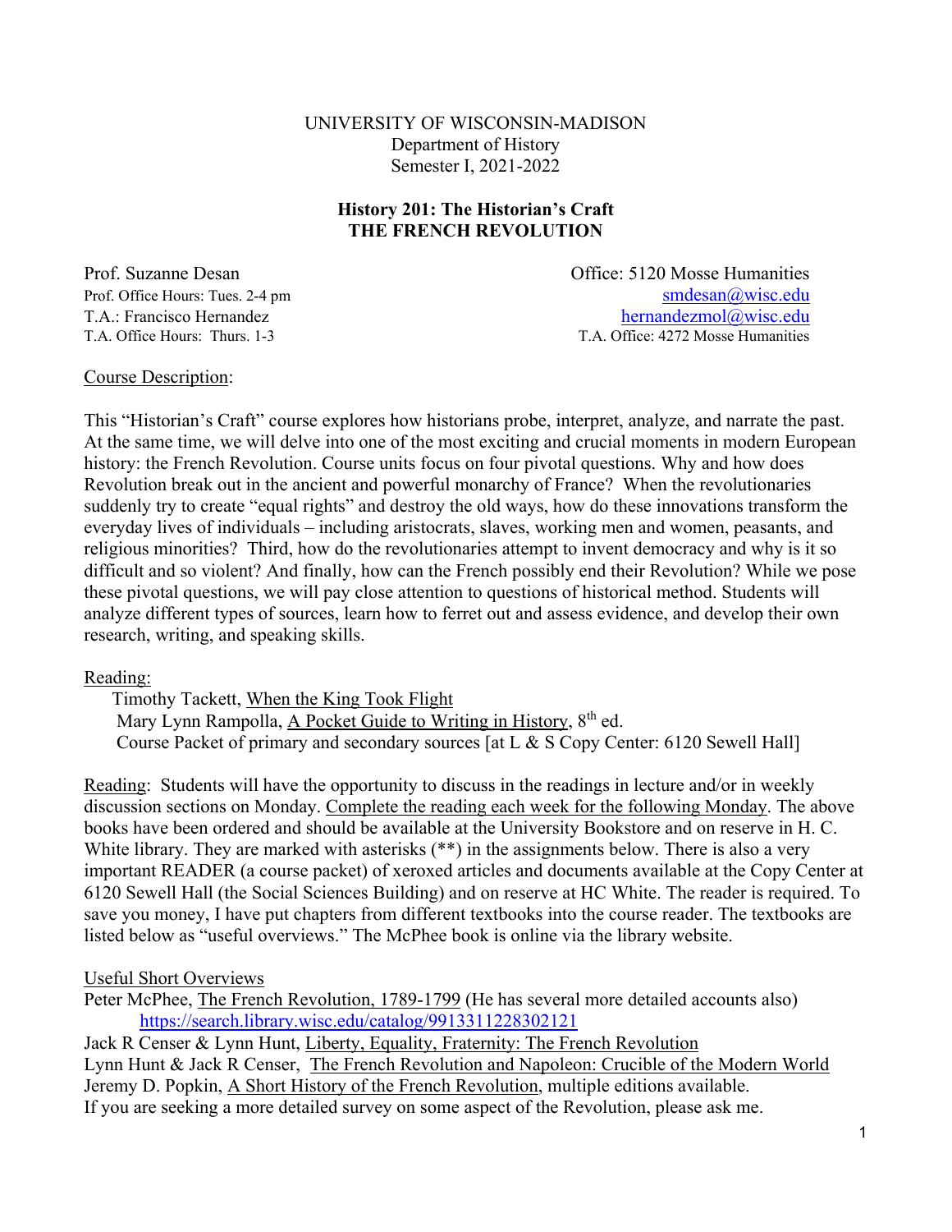UNIVERSITY OF WISCONSIN-MADISON
Department of History
Semester I, 2021-2022

**History 201: The Historian's Craft**
**THE FRENCH REVOLUTION**

Prof. Suzanne Desan — Office: 5120 Mosse Humanities
Prof. Office Hours: Tues. 2-4 pm — smdesan@wisc.edu
T.A.: Francisco Hernandez — hernandezmol@wisc.edu
T.A. Office Hours: Thurs. 1-3 — T.A. Office: 4272 Mosse Humanities

Course Description:

This "Historian's Craft" course explores how historians probe, interpret, analyze, and narrate the past. At the same time, we will delve into one of the most exciting and crucial moments in modern European history: the French Revolution. Course units focus on four pivotal questions. Why and how does Revolution break out in the ancient and powerful monarchy of France? When the revolutionaries suddenly try to create "equal rights" and destroy the old ways, how do these innovations transform the everyday lives of individuals – including aristocrats, slaves, working men and women, peasants, and religious minorities? Third, how do the revolutionaries attempt to invent democracy and why is it so difficult and so violent? And finally, how can the French possibly end their Revolution? While we pose these pivotal questions, we will pay close attention to questions of historical method. Students will analyze different types of sources, learn how to ferret out and assess evidence, and develop their own research, writing, and speaking skills.

Reading:

Timothy Tackett, When the King Took Flight
Mary Lynn Rampolla, A Pocket Guide to Writing in History, 8th ed.
Course Packet of primary and secondary sources [at L & S Copy Center: 6120 Sewell Hall]

Reading: Students will have the opportunity to discuss in the readings in lecture and/or in weekly discussion sections on Monday. Complete the reading each week for the following Monday. The above books have been ordered and should be available at the University Bookstore and on reserve in H. C. White library. They are marked with asterisks (**) in the assignments below. There is also a very important READER (a course packet) of xeroxed articles and documents available at the Copy Center at 6120 Sewell Hall (the Social Sciences Building) and on reserve at HC White. The reader is required. To save you money, I have put chapters from different textbooks into the course reader. The textbooks are listed below as "useful overviews." The McPhee book is online via the library website.

Useful Short Overviews

Peter McPhee, The French Revolution, 1789-1799 (He has several more detailed accounts also)
https://search.library.wisc.edu/catalog/9913311228302121
Jack R Censer & Lynn Hunt, Liberty, Equality, Fraternity: The French Revolution
Lynn Hunt & Jack R Censer, The French Revolution and Napoleon: Crucible of the Modern World
Jeremy D. Popkin, A Short History of the French Revolution, multiple editions available.
If you are seeking a more detailed survey on some aspect of the Revolution, please ask me.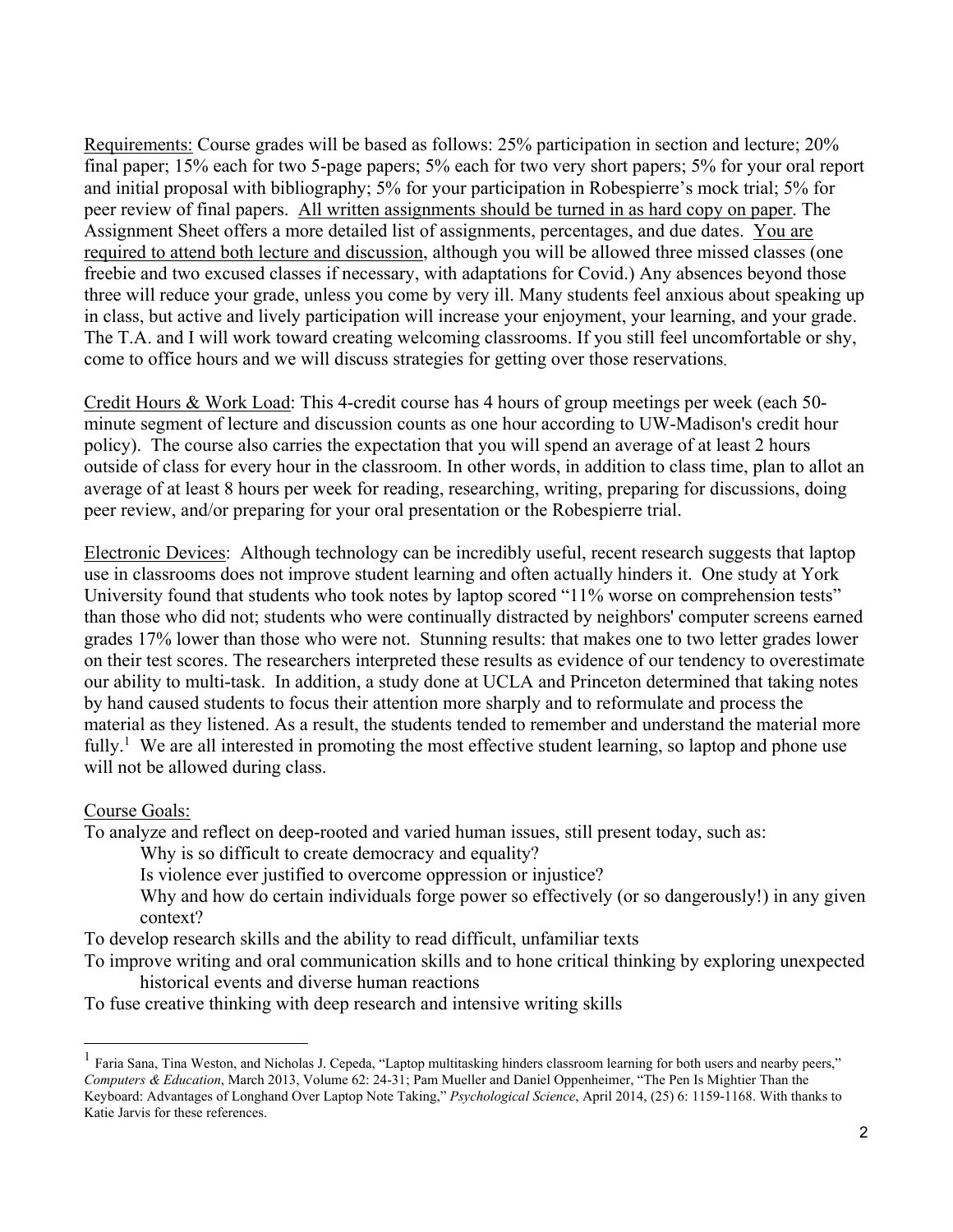Requirements: Course grades will be based as follows: 25% participation in section and lecture; 20% final paper; 15% each for two 5-page papers; 5% each for two very short papers; 5% for your oral report and initial proposal with bibliography; 5% for your participation in Robespierre's mock trial; 5% for peer review of final papers. All written assignments should be turned in as hard copy on paper. The Assignment Sheet offers a more detailed list of assignments, percentages, and due dates. You are required to attend both lecture and discussion, although you will be allowed three missed classes (one freebie and two excused classes if necessary, with adaptations for Covid.) Any absences beyond those three will reduce your grade, unless you come by very ill. Many students feel anxious about speaking up in class, but active and lively participation will increase your enjoyment, your learning, and your grade. The T.A. and I will work toward creating welcoming classrooms. If you still feel uncomfortable or shy, come to office hours and we will discuss strategies for getting over those reservations.

Credit Hours & Work Load: This 4-credit course has 4 hours of group meetings per week (each 50-minute segment of lecture and discussion counts as one hour according to UW-Madison's credit hour policy). The course also carries the expectation that you will spend an average of at least 2 hours outside of class for every hour in the classroom. In other words, in addition to class time, plan to allot an average of at least 8 hours per week for reading, researching, writing, preparing for discussions, doing peer review, and/or preparing for your oral presentation or the Robespierre trial.

Electronic Devices: Although technology can be incredibly useful, recent research suggests that laptop use in classrooms does not improve student learning and often actually hinders it. One study at York University found that students who took notes by laptop scored "11% worse on comprehension tests" than those who did not; students who were continually distracted by neighbors' computer screens earned grades 17% lower than those who were not. Stunning results: that makes one to two letter grades lower on their test scores. The researchers interpreted these results as evidence of our tendency to overestimate our ability to multi-task. In addition, a study done at UCLA and Princeton determined that taking notes by hand caused students to focus their attention more sharply and to reformulate and process the material as they listened. As a result, the students tended to remember and understand the material more fully.[1] We are all interested in promoting the most effective student learning, so laptop and phone use will not be allowed during class.

Course Goals:

To analyze and reflect on deep-rooted and varied human issues, still present today, such as:

- Why is so difficult to create democracy and equality?
- Is violence ever justified to overcome oppression or injustice?
- Why and how do certain individuals forge power so effectively (or so dangerously!) in any given context?

To develop research skills and the ability to read difficult, unfamiliar texts

To improve writing and oral communication skills and to hone critical thinking by exploring unexpected historical events and diverse human reactions

To fuse creative thinking with deep research and intensive writing skills

---

[1] Faria Sana, Tina Weston, and Nicholas J. Cepeda, "Laptop multitasking hinders classroom learning for both users and nearby peers," *Computers & Education*, March 2013, Volume 62: 24-31; Pam Mueller and Daniel Oppenheimer, "The Pen Is Mightier Than the Keyboard: Advantages of Longhand Over Laptop Note Taking," *Psychological Science*, April 2014, (25) 6: 1159-1168. With thanks to Katie Jarvis for these references.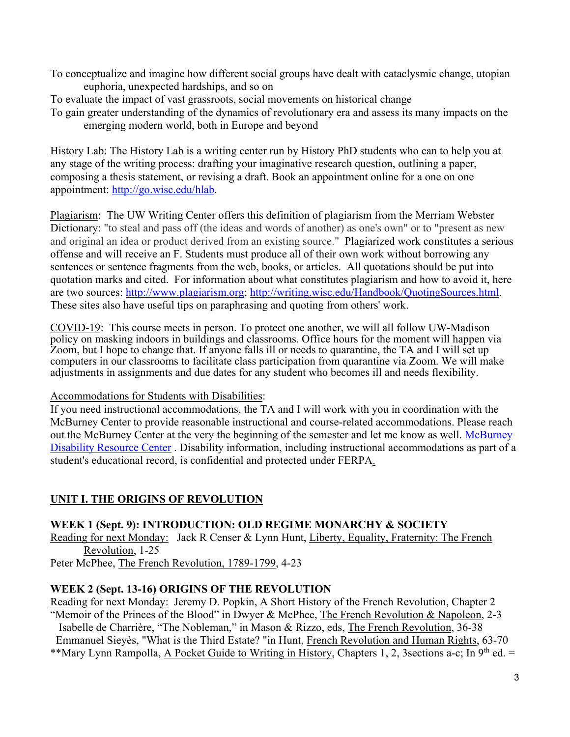To conceptualize and imagine how different social groups have dealt with cataclysmic change, utopian euphoria, unexpected hardships, and so on

To evaluate the impact of vast grassroots, social movements on historical change

To gain greater understanding of the dynamics of revolutionary era and assess its many impacts on the emerging modern world, both in Europe and beyond

History Lab: The History Lab is a writing center run by History PhD students who can to help you at any stage of the writing process: drafting your imaginative research question, outlining a paper, composing a thesis statement, or revising a draft. Book an appointment online for a one on one appointment: http://go.wisc.edu/hlab.

Plagiarism: The UW Writing Center offers this definition of plagiarism from the Merriam Webster Dictionary: "to steal and pass off (the ideas and words of another) as one's own" or to "present as new and original an idea or product derived from an existing source." Plagiarized work constitutes a serious offense and will receive an F. Students must produce all of their own work without borrowing any sentences or sentence fragments from the web, books, or articles. All quotations should be put into quotation marks and cited. For information about what constitutes plagiarism and how to avoid it, here are two sources: http://www.plagiarism.org; http://writing.wisc.edu/Handbook/QuotingSources.html. These sites also have useful tips on paraphrasing and quoting from others' work.

COVID-19: This course meets in person. To protect one another, we will all follow UW-Madison policy on masking indoors in buildings and classrooms. Office hours for the moment will happen via Zoom, but I hope to change that. If anyone falls ill or needs to quarantine, the TA and I will set up computers in our classrooms to facilitate class participation from quarantine via Zoom. We will make adjustments in assignments and due dates for any student who becomes ill and needs flexibility.

Accommodations for Students with Disabilities:
If you need instructional accommodations, the TA and I will work with you in coordination with the McBurney Center to provide reasonable instructional and course-related accommodations. Please reach out the McBurney Center at the very the beginning of the semester and let me know as well. McBurney Disability Resource Center . Disability information, including instructional accommodations as part of a student's educational record, is confidential and protected under FERPA.

## UNIT I. THE ORIGINS OF REVOLUTION

### WEEK 1 (Sept. 9): INTRODUCTION: OLD REGIME MONARCHY & SOCIETY

Reading for next Monday: Jack R Censer & Lynn Hunt, Liberty, Equality, Fraternity: The French Revolution, 1-25

Peter McPhee, The French Revolution, 1789-1799, 4-23

### WEEK 2 (Sept. 13-16) ORIGINS OF THE REVOLUTION

Reading for next Monday: Jeremy D. Popkin, A Short History of the French Revolution, Chapter 2

"Memoir of the Princes of the Blood" in Dwyer & McPhee, The French Revolution & Napoleon, 2-3

Isabelle de Charrière, "The Nobleman," in Mason & Rizzo, eds, The French Revolution, 36-38

Emmanuel Sieyès, "What is the Third Estate? "in Hunt, French Revolution and Human Rights, 63-70

**Mary Lynn Rampolla, A Pocket Guide to Writing in History, Chapters 1, 2, 3sections a-c; In 9th ed. =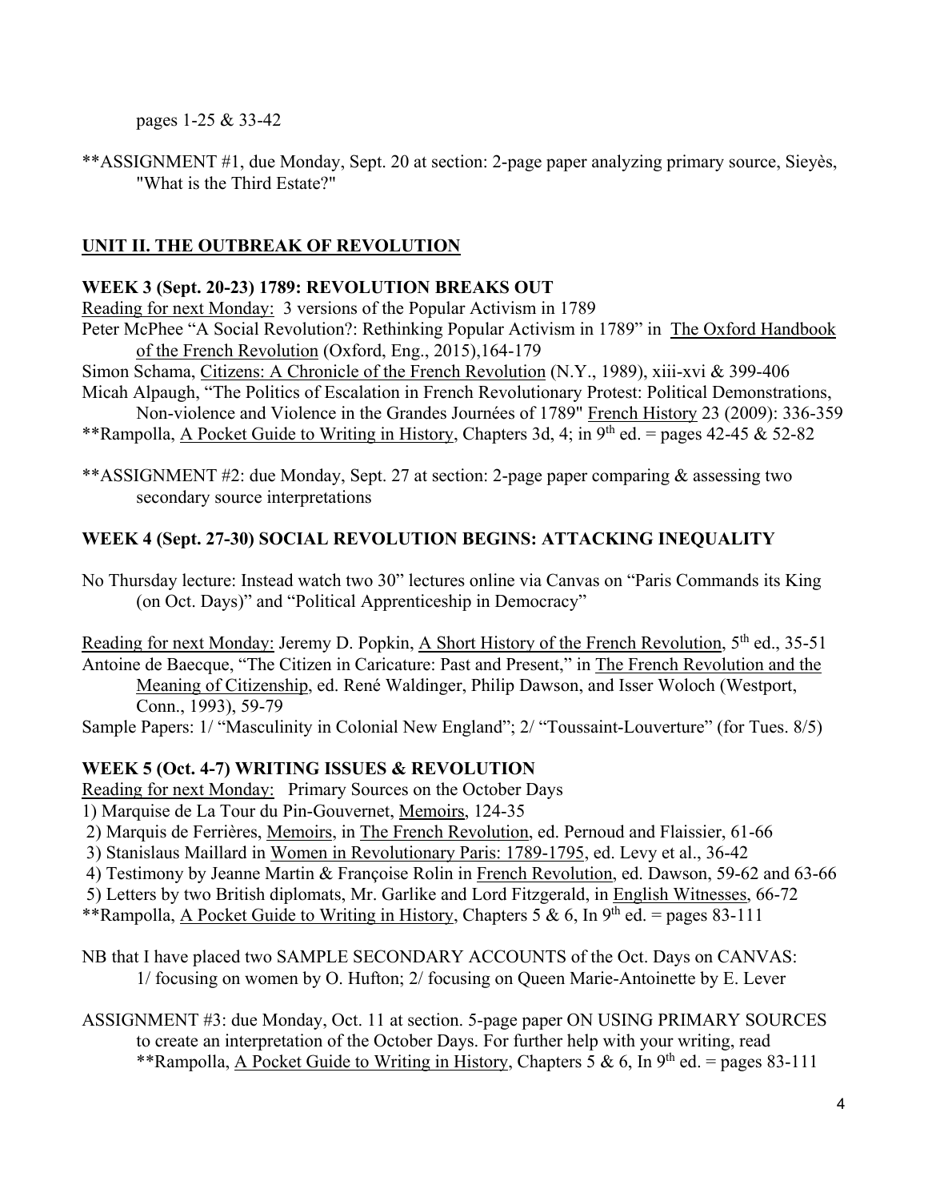pages 1-25 & 33-42

**ASSIGNMENT #1, due Monday, Sept. 20 at section: 2-page paper analyzing primary source, Sieyès, "What is the Third Estate?"

## UNIT II. THE OUTBREAK OF REVOLUTION

### WEEK 3 (Sept. 20-23) 1789: REVOLUTION BREAKS OUT

Reading for next Monday: 3 versions of the Popular Activism in 1789

Peter McPhee "A Social Revolution?: Rethinking Popular Activism in 1789" in The Oxford Handbook of the French Revolution (Oxford, Eng., 2015),164-179

Simon Schama, Citizens: A Chronicle of the French Revolution (N.Y., 1989), xiii-xvi & 399-406

Micah Alpaugh, "The Politics of Escalation in French Revolutionary Protest: Political Demonstrations, Non-violence and Violence in the Grandes Journées of 1789" French History 23 (2009): 336-359

**Rampolla, A Pocket Guide to Writing in History, Chapters 3d, 4; in 9th ed. = pages 42-45 & 52-82

**ASSIGNMENT #2: due Monday, Sept. 27 at section: 2-page paper comparing & assessing two secondary source interpretations

### WEEK 4 (Sept. 27-30) SOCIAL REVOLUTION BEGINS: ATTACKING INEQUALITY

No Thursday lecture: Instead watch two 30" lectures online via Canvas on "Paris Commands its King (on Oct. Days)" and "Political Apprenticeship in Democracy"

Reading for next Monday: Jeremy D. Popkin, A Short History of the French Revolution, 5th ed., 35-51

Antoine de Baecque, "The Citizen in Caricature: Past and Present," in The French Revolution and the Meaning of Citizenship, ed. René Waldinger, Philip Dawson, and Isser Woloch (Westport, Conn., 1993), 59-79

Sample Papers: 1/ "Masculinity in Colonial New England"; 2/ "Toussaint-Louverture" (for Tues. 8/5)

### WEEK 5 (Oct. 4-7) WRITING ISSUES & REVOLUTION

Reading for next Monday: Primary Sources on the October Days

1) Marquise de La Tour du Pin-Gouvernet, Memoirs, 124-35
2) Marquis de Ferrières, Memoirs, in The French Revolution, ed. Pernoud and Flaissier, 61-66
3) Stanislaus Maillard in Women in Revolutionary Paris: 1789-1795, ed. Levy et al., 36-42
4) Testimony by Jeanne Martin & Françoise Rolin in French Revolution, ed. Dawson, 59-62 and 63-66
5) Letters by two British diplomats, Mr. Garlike and Lord Fitzgerald, in English Witnesses, 66-72

**Rampolla, A Pocket Guide to Writing in History, Chapters 5 & 6, In 9th ed. = pages 83-111

NB that I have placed two SAMPLE SECONDARY ACCOUNTS of the Oct. Days on CANVAS: 1/ focusing on women by O. Hufton; 2/ focusing on Queen Marie-Antoinette by E. Lever

ASSIGNMENT #3: due Monday, Oct. 11 at section. 5-page paper ON USING PRIMARY SOURCES to create an interpretation of the October Days. For further help with your writing, read **Rampolla, A Pocket Guide to Writing in History, Chapters 5 & 6, In 9th ed. = pages 83-111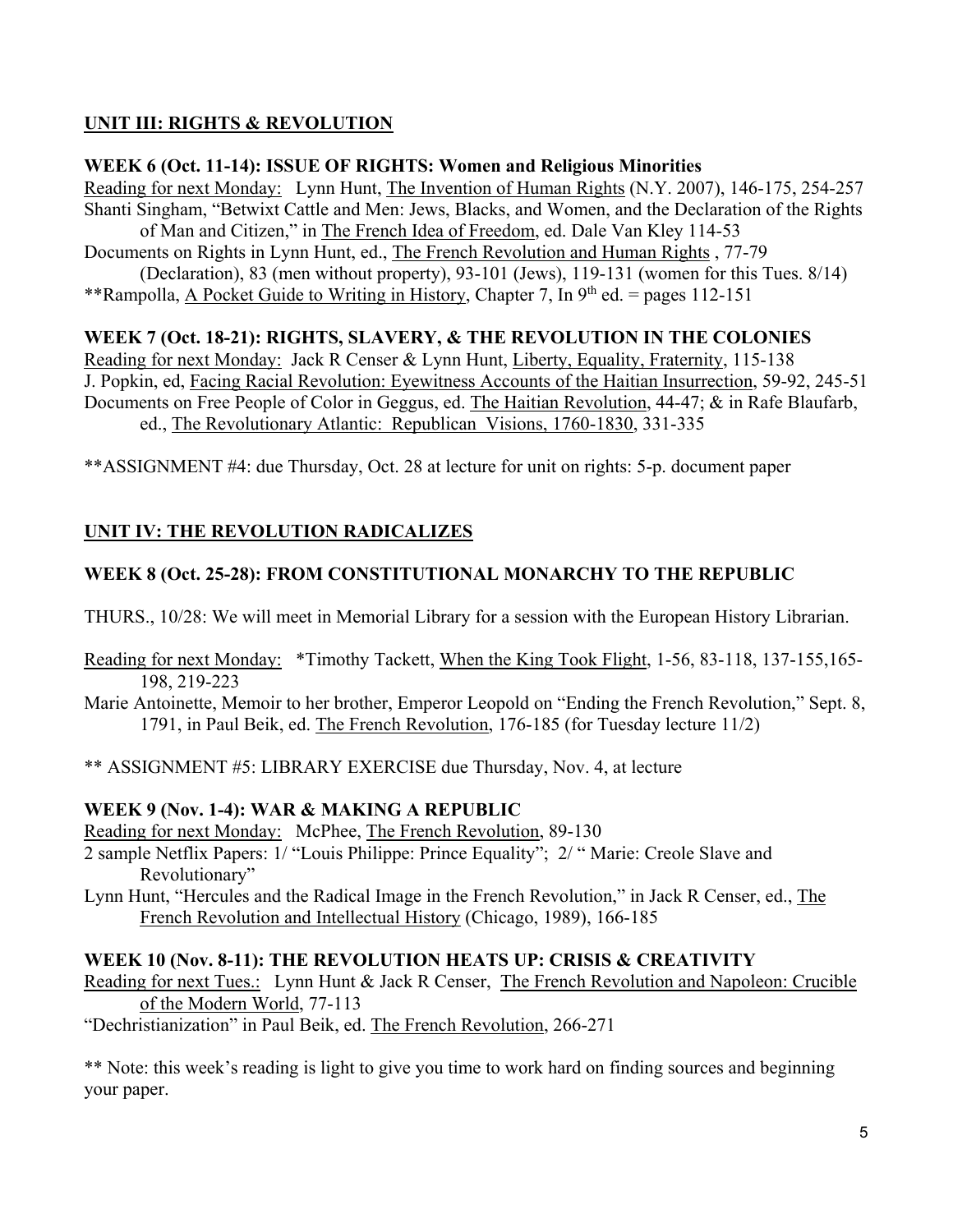## UNIT III: RIGHTS & REVOLUTION

### WEEK 6 (Oct. 11-14): ISSUE OF RIGHTS: Women and Religious Minorities

Reading for next Monday: Lynn Hunt, The Invention of Human Rights (N.Y. 2007), 146-175, 254-257

Shanti Singham, "Betwixt Cattle and Men: Jews, Blacks, and Women, and the Declaration of the Rights of Man and Citizen," in The French Idea of Freedom, ed. Dale Van Kley 114-53

Documents on Rights in Lynn Hunt, ed., The French Revolution and Human Rights , 77-79 (Declaration), 83 (men without property), 93-101 (Jews), 119-131 (women for this Tues. 8/14)

**Rampolla, A Pocket Guide to Writing in History, Chapter 7, In 9th ed. = pages 112-151

### WEEK 7 (Oct. 18-21): RIGHTS, SLAVERY, & THE REVOLUTION IN THE COLONIES

Reading for next Monday: Jack R Censer & Lynn Hunt, Liberty, Equality, Fraternity, 115-138

J. Popkin, ed, Facing Racial Revolution: Eyewitness Accounts of the Haitian Insurrection, 59-92, 245-51

Documents on Free People of Color in Geggus, ed. The Haitian Revolution, 44-47; & in Rafe Blaufarb, ed., The Revolutionary Atlantic: Republican Visions, 1760-1830, 331-335

**ASSIGNMENT #4: due Thursday, Oct. 28 at lecture for unit on rights: 5-p. document paper

## UNIT IV: THE REVOLUTION RADICALIZES

### WEEK 8 (Oct. 25-28): FROM CONSTITUTIONAL MONARCHY TO THE REPUBLIC

THURS., 10/28: We will meet in Memorial Library for a session with the European History Librarian.

Reading for next Monday: *Timothy Tackett, When the King Took Flight, 1-56, 83-118, 137-155,165-198, 219-223

Marie Antoinette, Memoir to her brother, Emperor Leopold on "Ending the French Revolution," Sept. 8, 1791, in Paul Beik, ed. The French Revolution, 176-185 (for Tuesday lecture 11/2)

** ASSIGNMENT #5: LIBRARY EXERCISE due Thursday, Nov. 4, at lecture

### WEEK 9 (Nov. 1-4): WAR & MAKING A REPUBLIC

Reading for next Monday: McPhee, The French Revolution, 89-130

2 sample Netflix Papers: 1/ "Louis Philippe: Prince Equality"; 2/ " Marie: Creole Slave and Revolutionary"

Lynn Hunt, "Hercules and the Radical Image in the French Revolution," in Jack R Censer, ed., The French Revolution and Intellectual History (Chicago, 1989), 166-185

### WEEK 10 (Nov. 8-11): THE REVOLUTION HEATS UP: CRISIS & CREATIVITY

Reading for next Tues.: Lynn Hunt & Jack R Censer, The French Revolution and Napoleon: Crucible of the Modern World, 77-113

"Dechristianization" in Paul Beik, ed. The French Revolution, 266-271

** Note: this week's reading is light to give you time to work hard on finding sources and beginning your paper.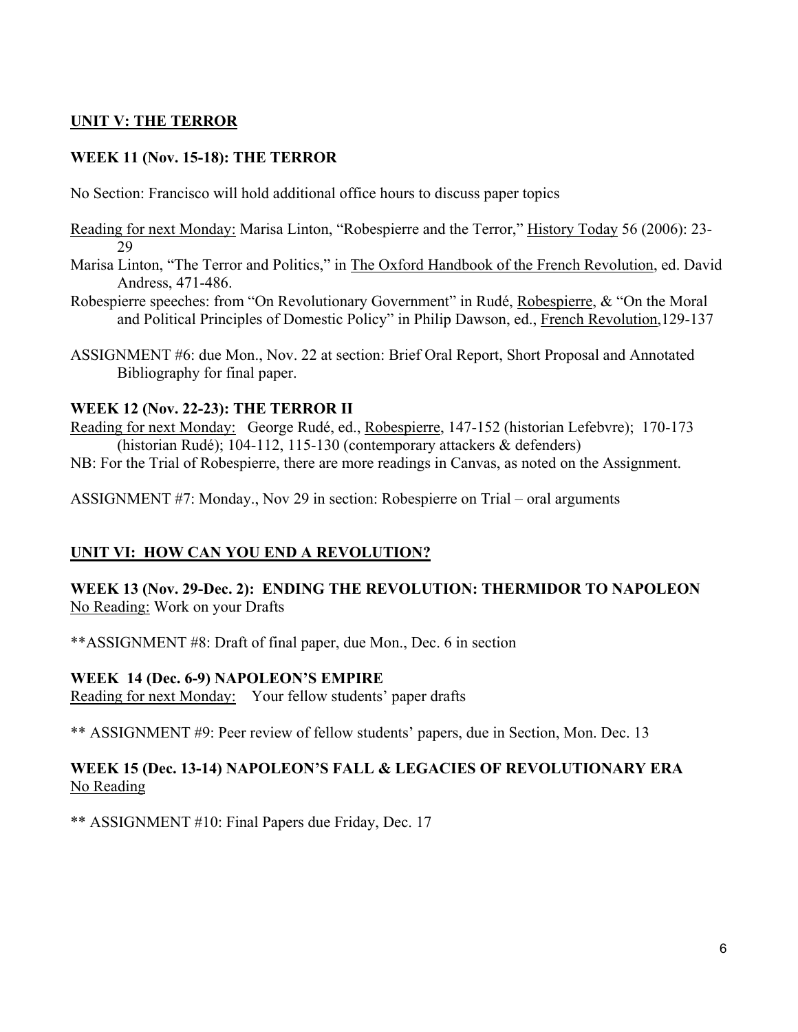## UNIT V: THE TERROR

### WEEK 11 (Nov. 15-18): THE TERROR

No Section: Francisco will hold additional office hours to discuss paper topics

Reading for next Monday: Marisa Linton, "Robespierre and the Terror," History Today 56 (2006): 23-29

Marisa Linton, "The Terror and Politics," in The Oxford Handbook of the French Revolution, ed. David Andress, 471-486.

Robespierre speeches: from "On Revolutionary Government" in Rudé, Robespierre, & "On the Moral and Political Principles of Domestic Policy" in Philip Dawson, ed., French Revolution,129-137

ASSIGNMENT #6: due Mon., Nov. 22 at section: Brief Oral Report, Short Proposal and Annotated Bibliography for final paper.

### WEEK 12 (Nov. 22-23): THE TERROR II

Reading for next Monday: George Rudé, ed., Robespierre, 147-152 (historian Lefebvre); 170-173 (historian Rudé); 104-112, 115-130 (contemporary attackers & defenders)

NB: For the Trial of Robespierre, there are more readings in Canvas, as noted on the Assignment.

ASSIGNMENT #7: Monday., Nov 29 in section: Robespierre on Trial – oral arguments

## UNIT VI: HOW CAN YOU END A REVOLUTION?

### WEEK 13 (Nov. 29-Dec. 2): ENDING THE REVOLUTION: THERMIDOR TO NAPOLEON

No Reading: Work on your Drafts

**ASSIGNMENT #8: Draft of final paper, due Mon., Dec. 6 in section

### WEEK 14 (Dec. 6-9) NAPOLEON'S EMPIRE

Reading for next Monday: Your fellow students' paper drafts

** ASSIGNMENT #9: Peer review of fellow students' papers, due in Section, Mon. Dec. 13

### WEEK 15 (Dec. 13-14) NAPOLEON'S FALL & LEGACIES OF REVOLUTIONARY ERA

No Reading

** ASSIGNMENT #10: Final Papers due Friday, Dec. 17